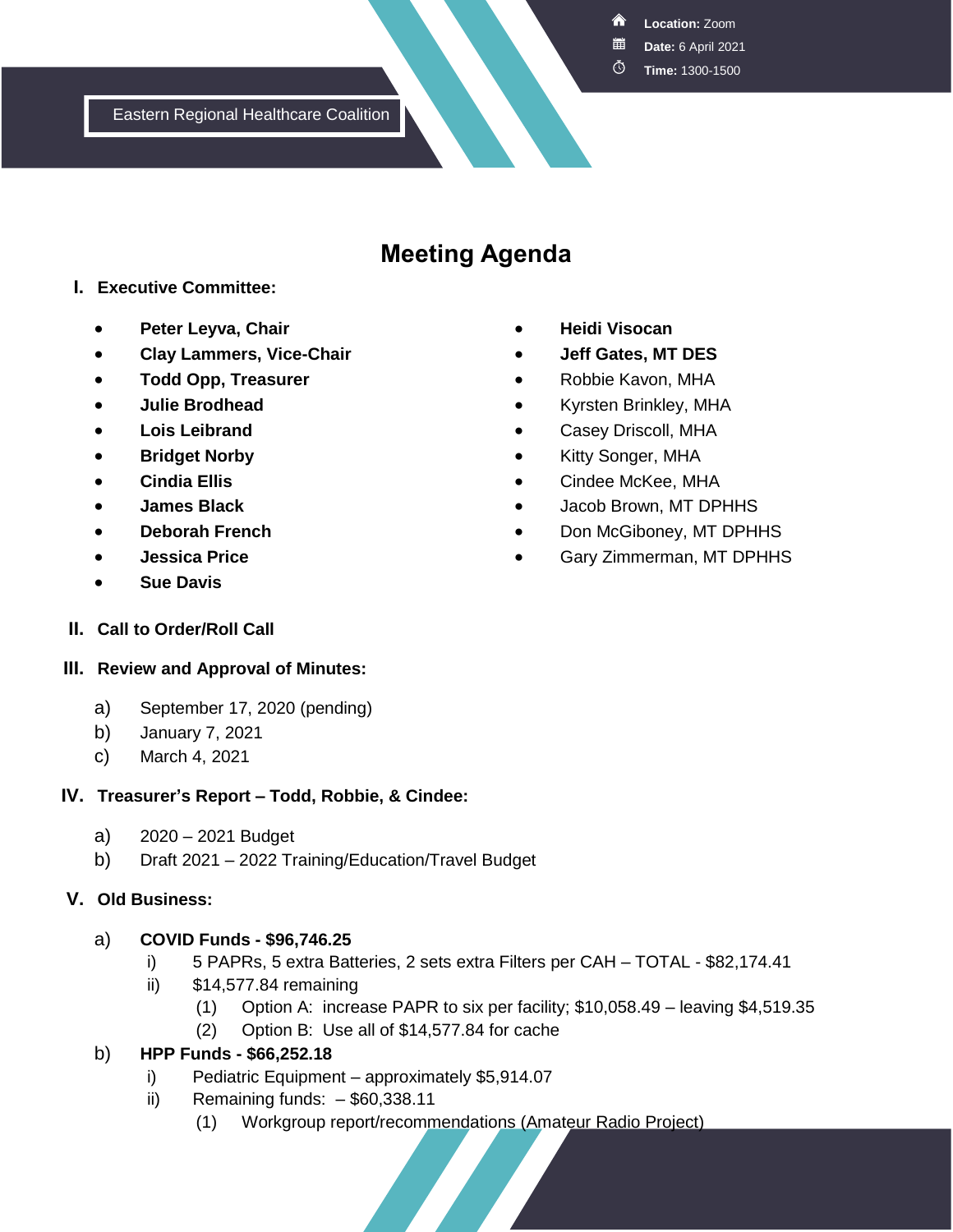Eastern Regional Healthcare Coalition

**Location:** Zoom
**Date:** 6 April 2021
**Time:** 1300-1500

# Meeting Agenda

## I. Executive Committee:

- **Peter Leyva, Chair**
- **Clay Lammers, Vice-Chair**
- **Todd Opp, Treasurer**
- **Julie Brodhead**
- **Lois Leibrand**
- **Bridget Norby**
- **Cindia Ellis**
- **James Black**
- **Deborah French**
- **Jessica Price**
- **Sue Davis**
- **Heidi Visocan**
- **Jeff Gates, MT DES**
- Robbie Kavon, MHA
- Kyrsten Brinkley, MHA
- Casey Driscoll, MHA
- Kitty Songer, MHA
- Cindee McKee, MHA
- Jacob Brown, MT DPHHS
- Don McGiboney, MT DPHHS
- Gary Zimmerman, MT DPHHS

## II. Call to Order/Roll Call

## III. Review and Approval of Minutes:

a) September 17, 2020 (pending)
b) January 7, 2021
c) March 4, 2021

## IV. Treasurer's Report – Todd, Robbie, & Cindee:

a) 2020 – 2021 Budget
b) Draft 2021 – 2022 Training/Education/Travel Budget

## V. Old Business:

a) **COVID Funds - $96,746.25**
   i) 5 PAPRs, 5 extra Batteries, 2 sets extra Filters per CAH – TOTAL - $82,174.41
   ii) $14,577.84 remaining
      (1) Option A: increase PAPR to six per facility; $10,058.49 – leaving $4,519.35
      (2) Option B: Use all of $14,577.84 for cache

b) **HPP Funds - $66,252.18**
   i) Pediatric Equipment – approximately $5,914.07
   ii) Remaining funds: – $60,338.11
      (1) Workgroup report/recommendations (Amateur Radio Project)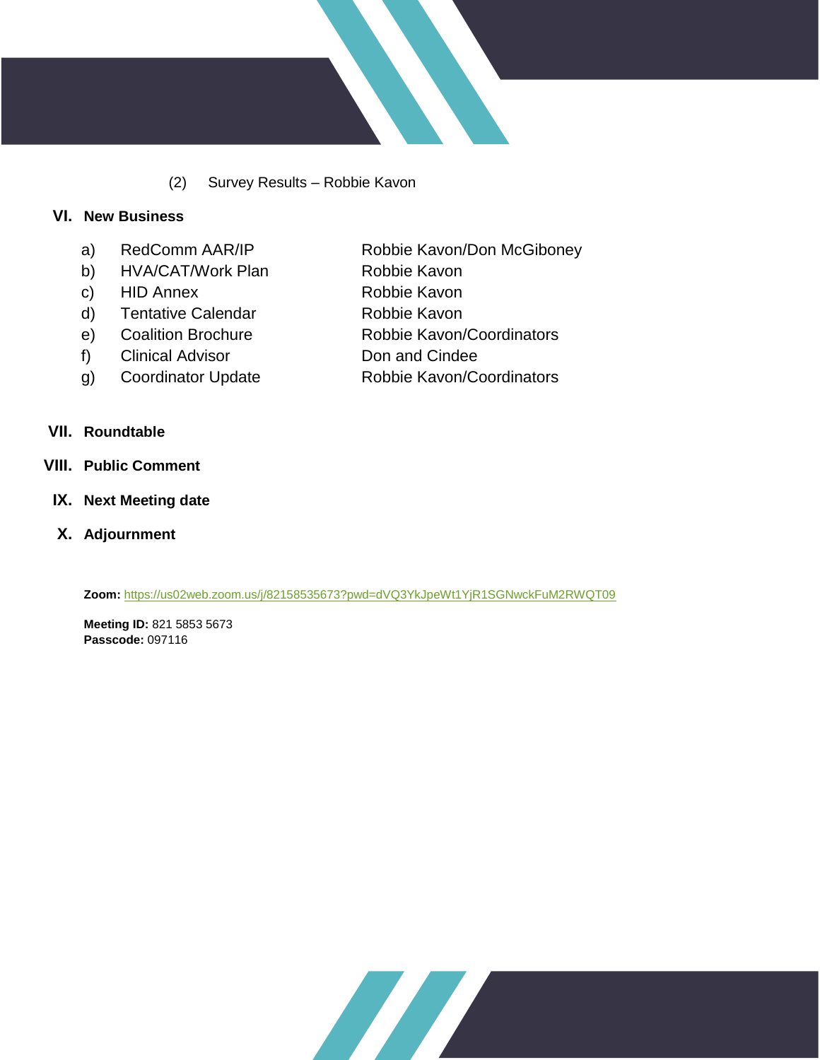(2) Survey Results – Robbie Kavon

**VI. New Business**

| | | |
|---|---|---|
| a) | RedComm AAR/IP | Robbie Kavon/Don McGiboney |
| b) | HVA/CAT/Work Plan | Robbie Kavon |
| c) | HID Annex | Robbie Kavon |
| d) | Tentative Calendar | Robbie Kavon |
| e) | Coalition Brochure | Robbie Kavon/Coordinators |
| f) | Clinical Advisor | Don and Cindee |
| g) | Coordinator Update | Robbie Kavon/Coordinators |

**VII. Roundtable**

**VIII. Public Comment**

**IX. Next Meeting date**

**X. Adjournment**

**Zoom:** https://us02web.zoom.us/j/82158535673?pwd=dVQ3YkJpeWt1YjR1SGNwckFuM2RWQT09

**Meeting ID:** 821 5853 5673
**Passcode:** 097116